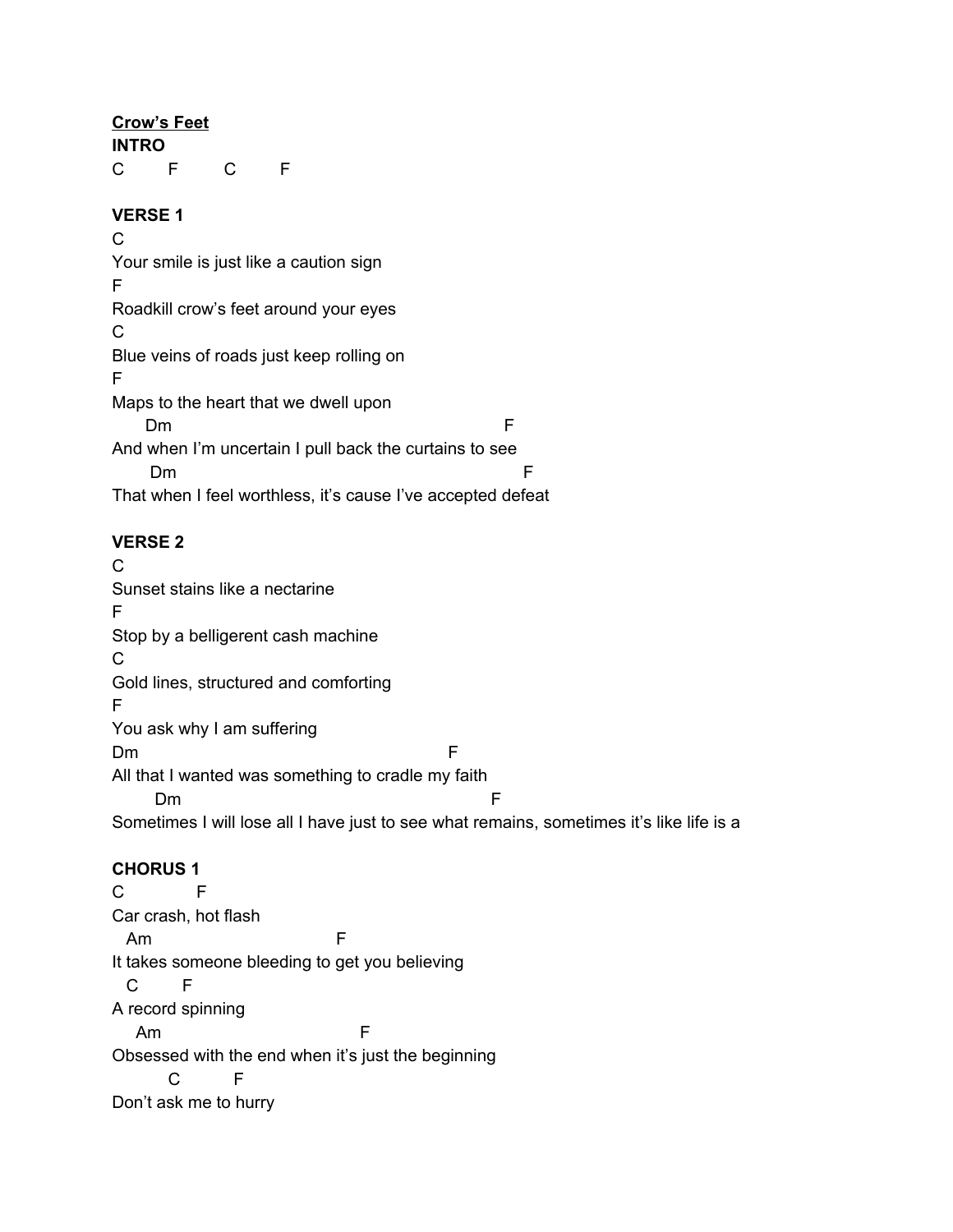**Crow's Feet**

**INTRO**

```
C         F         C         F
```

**VERSE 1**

```
C
Your smile is just like a caution sign
F
Roadkill crow's feet around your eyes
C
Blue veins of roads just keep rolling on
F
Maps to the heart that we dwell upon
       Dm                                                     F
And when I'm uncertain I pull back the curtains to see
        Dm                                                       F
That when I feel worthless, it's cause I've accepted defeat
```

**VERSE 2**

```
C
Sunset stains like a nectarine
F
Stop by a belligerent cash machine
C
Gold lines, structured and comforting
F
You ask why I am suffering
Dm                                                   F
All that I wanted was something to cradle my faith
        Dm                                                   F
Sometimes I will lose all I have just to see what remains, sometimes it's like life is a
```

**CHORUS 1**

```
C             F
Car crash, hot flash
  Am                              F
It takes someone bleeding to get you believing
  C        F
A record spinning
    Am                                 F
Obsessed with the end when it's just the beginning
          C           F
Don't ask me to hurry
```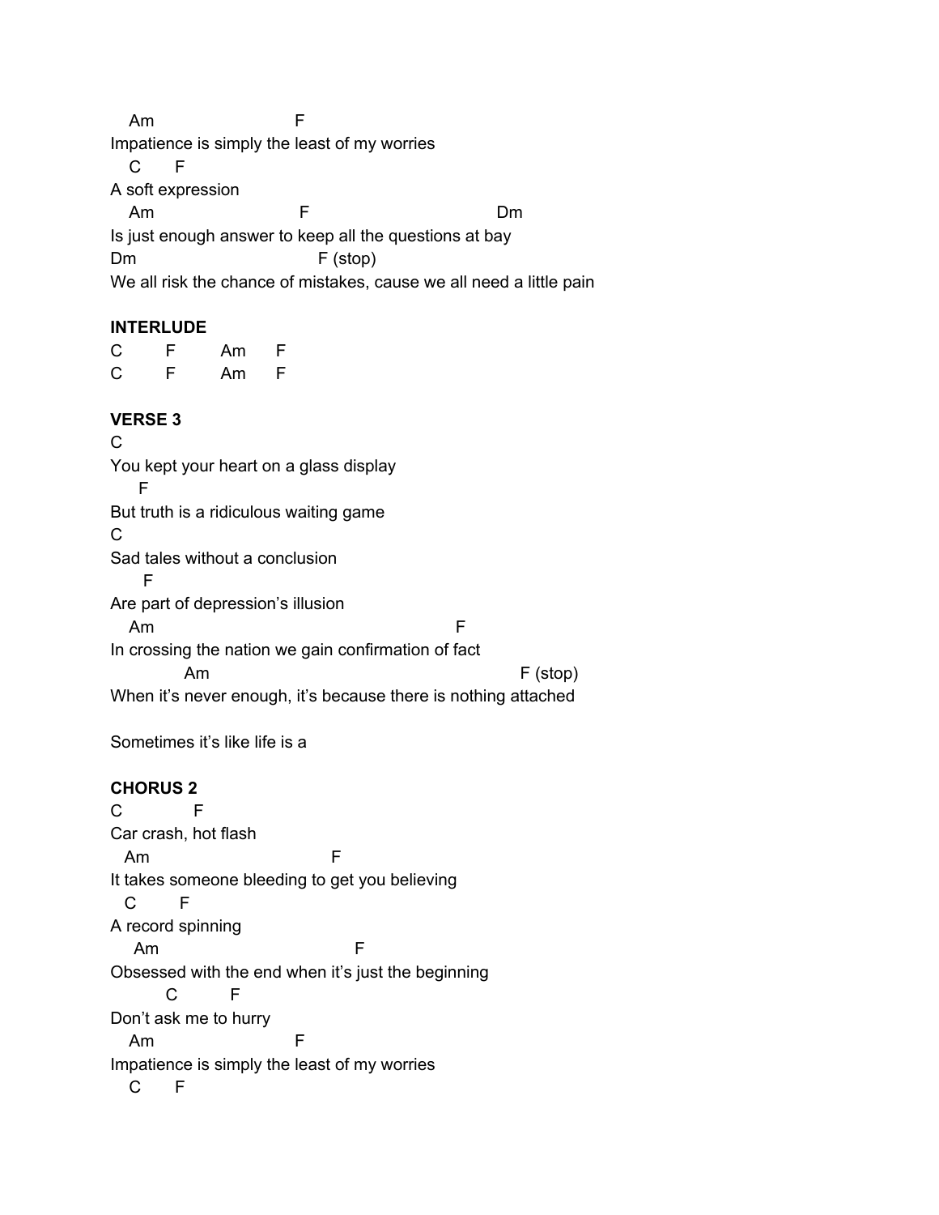```
   Am                          F
Impatience is simply the least of my worries
   C       F
A soft expression
   Am                          F                              Dm
Is just enough answer to keep all the questions at bay
Dm                              F (stop)
We all risk the chance of mistakes, cause we all need a little pain
```

**INTERLUDE**

```
C        F        Am      F
C        F        Am      F
```

**VERSE 3**

```
C
You kept your heart on a glass display
     F
But truth is a ridiculous waiting game
C
Sad tales without a conclusion
      F
Are part of depression's illusion
   Am                                              F
In crossing the nation we gain confirmation of fact
            Am                                              F (stop)
When it's never enough, it's because there is nothing attached

Sometimes it's like life is a
```

**CHORUS 2**

```
C            F
Car crash, hot flash
  Am                             F
It takes someone bleeding to get you believing
  C        F
A record spinning
   Am                                F
Obsessed with the end when it's just the beginning
         C          F
Don't ask me to hurry
   Am                          F
Impatience is simply the least of my worries
   C       F
```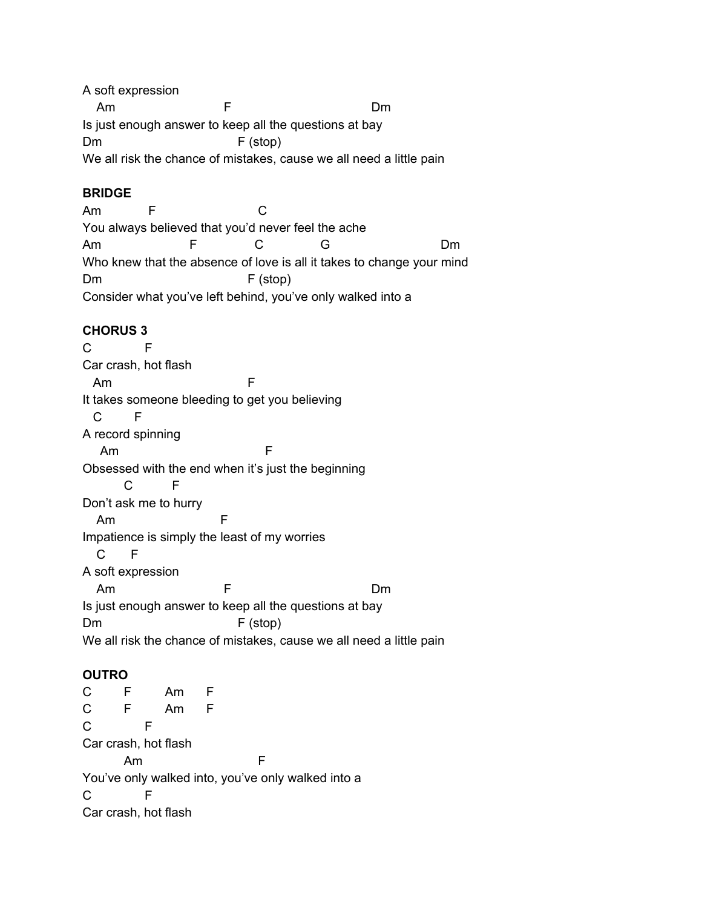```
A soft expression
   Am                         F                              Dm
Is just enough answer to keep all the questions at bay
Dm                             F (stop)
We all risk the chance of mistakes, cause we all need a little pain
```

**BRIDGE**

```
Am            F                          C
You always believed that you'd never feel the ache
Am                      F              C              G                        Dm
Who knew that the absence of love is all it takes to change your mind
Dm                               F (stop)
Consider what you've left behind, you've only walked into a
```

**CHORUS 3**

```
C            F
Car crash, hot flash
  Am                            F
It takes someone bleeding to get you believing
  C       F
A record spinning
    Am                                F
Obsessed with the end when it's just the beginning
         C         F
Don't ask me to hurry
   Am                       F
Impatience is simply the least of my worries
   C      F
A soft expression
   Am                         F                              Dm
Is just enough answer to keep all the questions at bay
Dm                             F (stop)
We all risk the chance of mistakes, cause we all need a little pain
```

**OUTRO**

```
C        F        Am      F
C        F        Am      F
C            F
Car crash, hot flash
         Am                          F
You've only walked into, you've only walked into a
C            F
Car crash, hot flash
```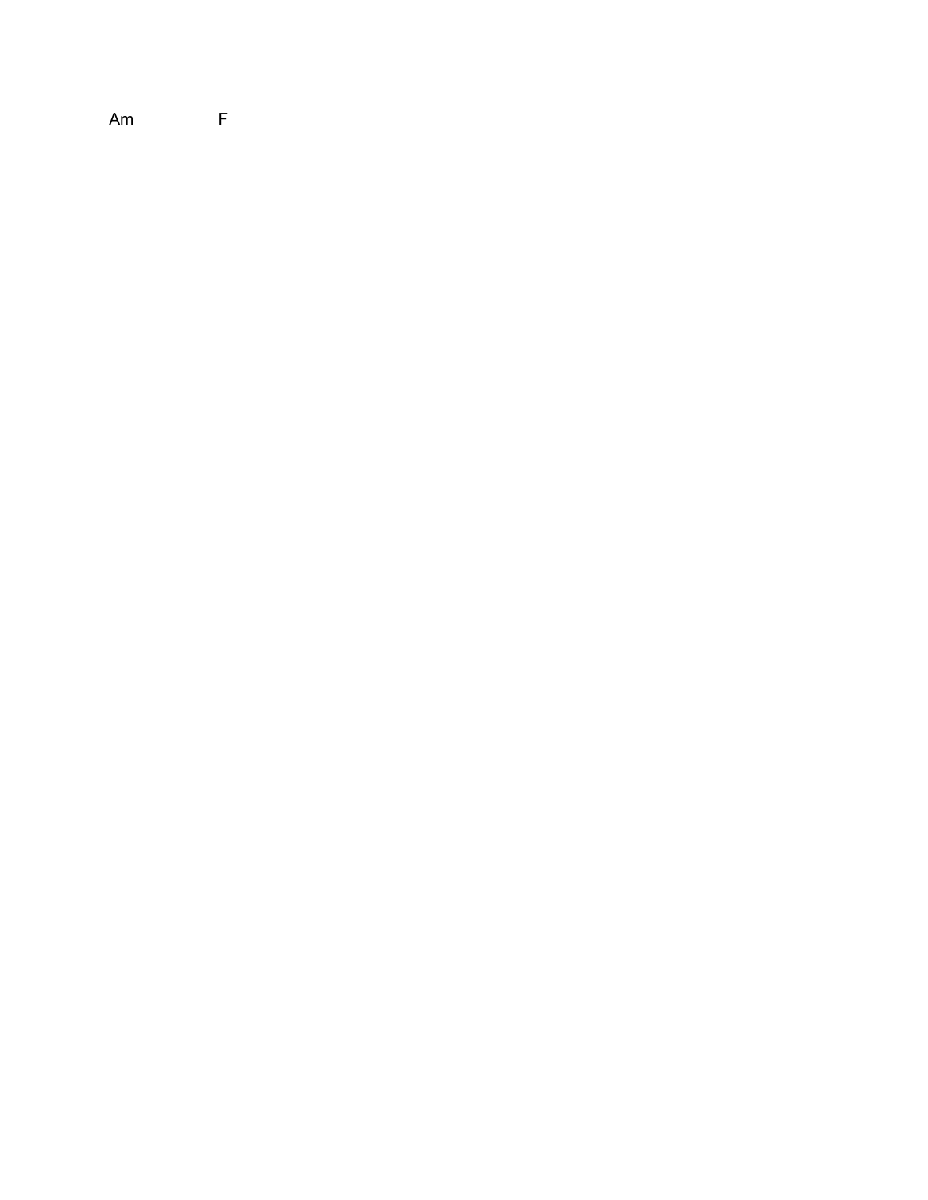Am F